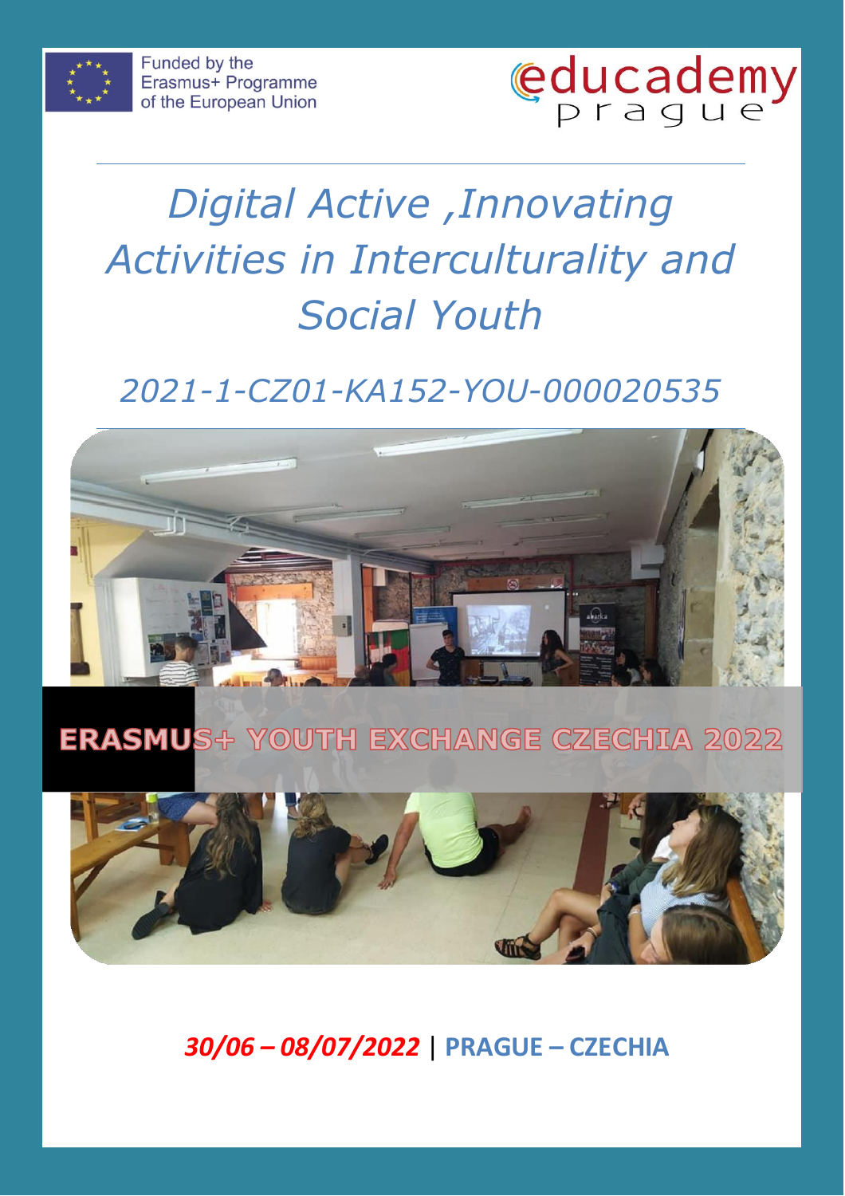Funded by the Erasmus+ Programme of the European Union

educademy prague

# *Digital Active ,Innovating Activities in Interculturality and Social Youth*

*2021-1-CZ01-KA152-YOU-000020535*

## ERASMUS+ YOUTH EXCHANGE CZECHIA 2022

***30/06 – 08/07/2022*** | **PRAGUE – CZECHIA**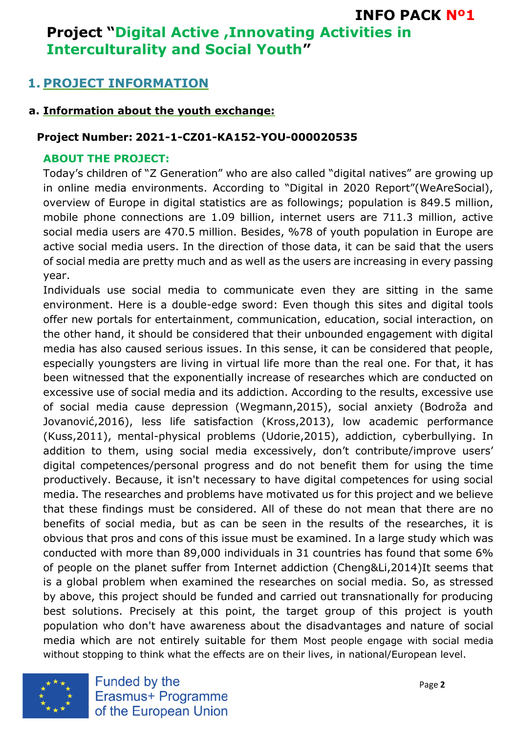**INFO PACK Nº1**

# Project "Digital Active ,Innovating Activities in Interculturality and Social Youth"

## 1. PROJECT INFORMATION

### a. Information about the youth exchange:

**Project Number: 2021-1-CZ01-KA152-YOU-000020535**

**ABOUT THE PROJECT:**

Today's children of "Z Generation" who are also called "digital natives" are growing up in online media environments. According to "Digital in 2020 Report"(WeAreSocial), overview of Europe in digital statistics are as followings; population is 849.5 million, mobile phone connections are 1.09 billion, internet users are 711.3 million, active social media users are 470.5 million. Besides, %78 of youth population in Europe are active social media users. In the direction of those data, it can be said that the users of social media are pretty much and as well as the users are increasing in every passing year.

Individuals use social media to communicate even they are sitting in the same environment. Here is a double-edge sword: Even though this sites and digital tools offer new portals for entertainment, communication, education, social interaction, on the other hand, it should be considered that their unbounded engagement with digital media has also caused serious issues. In this sense, it can be considered that people, especially youngsters are living in virtual life more than the real one. For that, it has been witnessed that the exponentially increase of researches which are conducted on excessive use of social media and its addiction. According to the results, excessive use of social media cause depression (Wegmann,2015), social anxiety (Bodroža and Jovanović,2016), less life satisfaction (Kross,2013), low academic performance (Kuss,2011), mental-physical problems (Udorie,2015), addiction, cyberbullying. In addition to them, using social media excessively, don't contribute/improve users' digital competences/personal progress and do not benefit them for using the time productively. Because, it isn't necessary to have digital competences for using social media. The researches and problems have motivated us for this project and we believe that these findings must be considered. All of these do not mean that there are no benefits of social media, but as can be seen in the results of the researches, it is obvious that pros and cons of this issue must be examined. In a large study which was conducted with more than 89,000 individuals in 31 countries has found that some 6% of people on the planet suffer from Internet addiction (Cheng&Li,2014)It seems that is a global problem when examined the researches on social media. So, as stressed by above, this project should be funded and carried out transnationally for producing best solutions. Precisely at this point, the target group of this project is youth population who don't have awareness about the disadvantages and nature of social media which are not entirely suitable for them Most people engage with social media without stopping to think what the effects are on their lives, in national/European level.

Funded by the Erasmus+ Programme of the European Union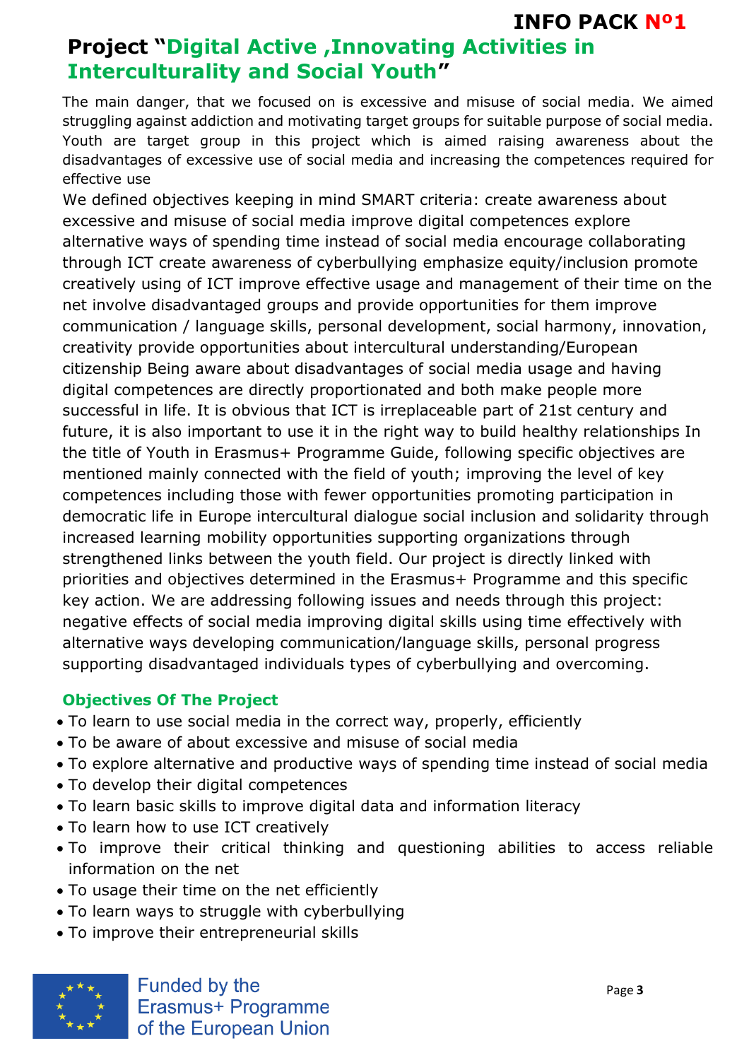INFO PACK Nº1

# Project "Digital Active ,Innovating Activities in Interculturality and Social Youth"

The main danger, that we focused on is excessive and misuse of social media. We aimed struggling against addiction and motivating target groups for suitable purpose of social media. Youth are target group in this project which is aimed raising awareness about the disadvantages of excessive use of social media and increasing the competences required for effective use

We defined objectives keeping in mind SMART criteria: create awareness about excessive and misuse of social media improve digital competences explore alternative ways of spending time instead of social media encourage collaborating through ICT create awareness of cyberbullying emphasize equity/inclusion promote creatively using of ICT improve effective usage and management of their time on the net involve disadvantaged groups and provide opportunities for them improve communication / language skills, personal development, social harmony, innovation, creativity provide opportunities about intercultural understanding/European citizenship Being aware about disadvantages of social media usage and having digital competences are directly proportionated and both make people more successful in life. It is obvious that ICT is irreplaceable part of 21st century and future, it is also important to use it in the right way to build healthy relationships In the title of Youth in Erasmus+ Programme Guide, following specific objectives are mentioned mainly connected with the field of youth; improving the level of key competences including those with fewer opportunities promoting participation in democratic life in Europe intercultural dialogue social inclusion and solidarity through increased learning mobility opportunities supporting organizations through strengthened links between the youth field. Our project is directly linked with priorities and objectives determined in the Erasmus+ Programme and this specific key action. We are addressing following issues and needs through this project: negative effects of social media improving digital skills using time effectively with alternative ways developing communication/language skills, personal progress supporting disadvantaged individuals types of cyberbullying and overcoming.

## Objectives Of The Project

- To learn to use social media in the correct way, properly, efficiently
- To be aware of about excessive and misuse of social media
- To explore alternative and productive ways of spending time instead of social media
- To develop their digital competences
- To learn basic skills to improve digital data and information literacy
- To learn how to use ICT creatively
- To improve their critical thinking and questioning abilities to access reliable information on the net
- To usage their time on the net efficiently
- To learn ways to struggle with cyberbullying
- To improve their entrepreneurial skills

Funded by the Erasmus+ Programme of the European Union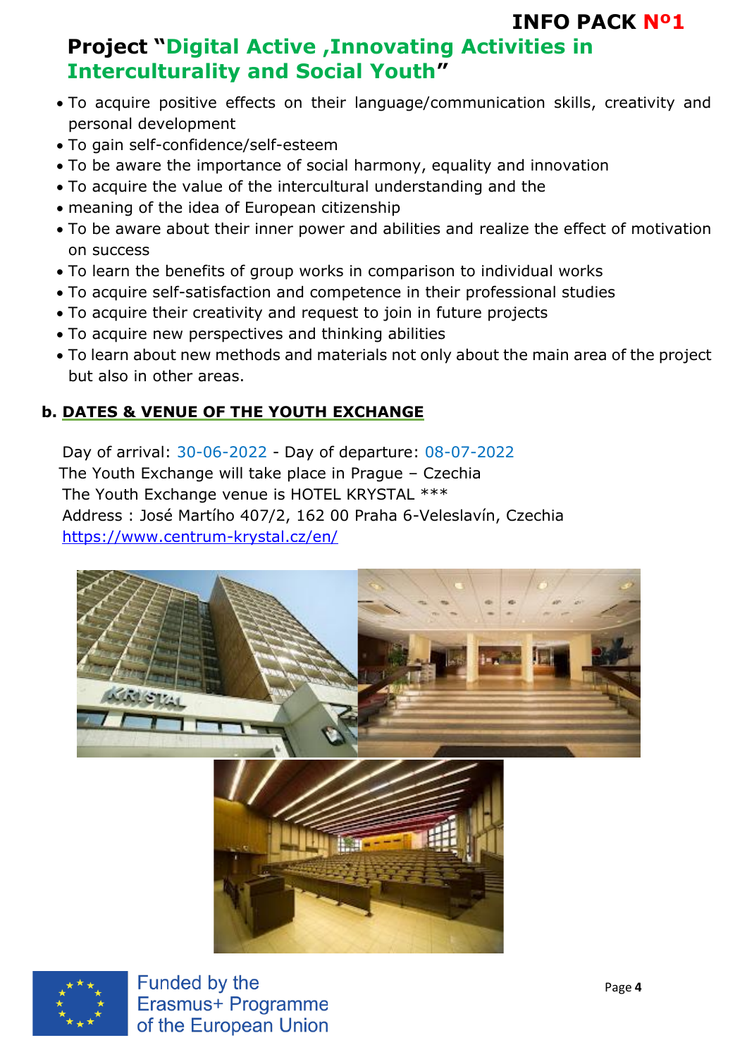# Project "Digital Active ,Innovating Activities in Interculturality and Social Youth"

- To acquire positive effects on their language/communication skills, creativity and personal development
- To gain self-confidence/self-esteem
- To be aware the importance of social harmony, equality and innovation
- To acquire the value of the intercultural understanding and the
- meaning of the idea of European citizenship
- To be aware about their inner power and abilities and realize the effect of motivation on success
- To learn the benefits of group works in comparison to individual works
- To acquire self-satisfaction and competence in their professional studies
- To acquire their creativity and request to join in future projects
- To acquire new perspectives and thinking abilities
- To learn about new methods and materials not only about the main area of the project but also in other areas.

### b. DATES & VENUE OF THE YOUTH EXCHANGE

Day of arrival: 30-06-2022 - Day of departure: 08-07-2022
The Youth Exchange will take place in Prague – Czechia
The Youth Exchange venue is HOTEL KRYSTAL ***
Address : José Martího 407/2, 162 00 Praha 6-Veleslavín, Czechia
https://www.centrum-krystal.cz/en/

Funded by the Erasmus+ Programme of the European Union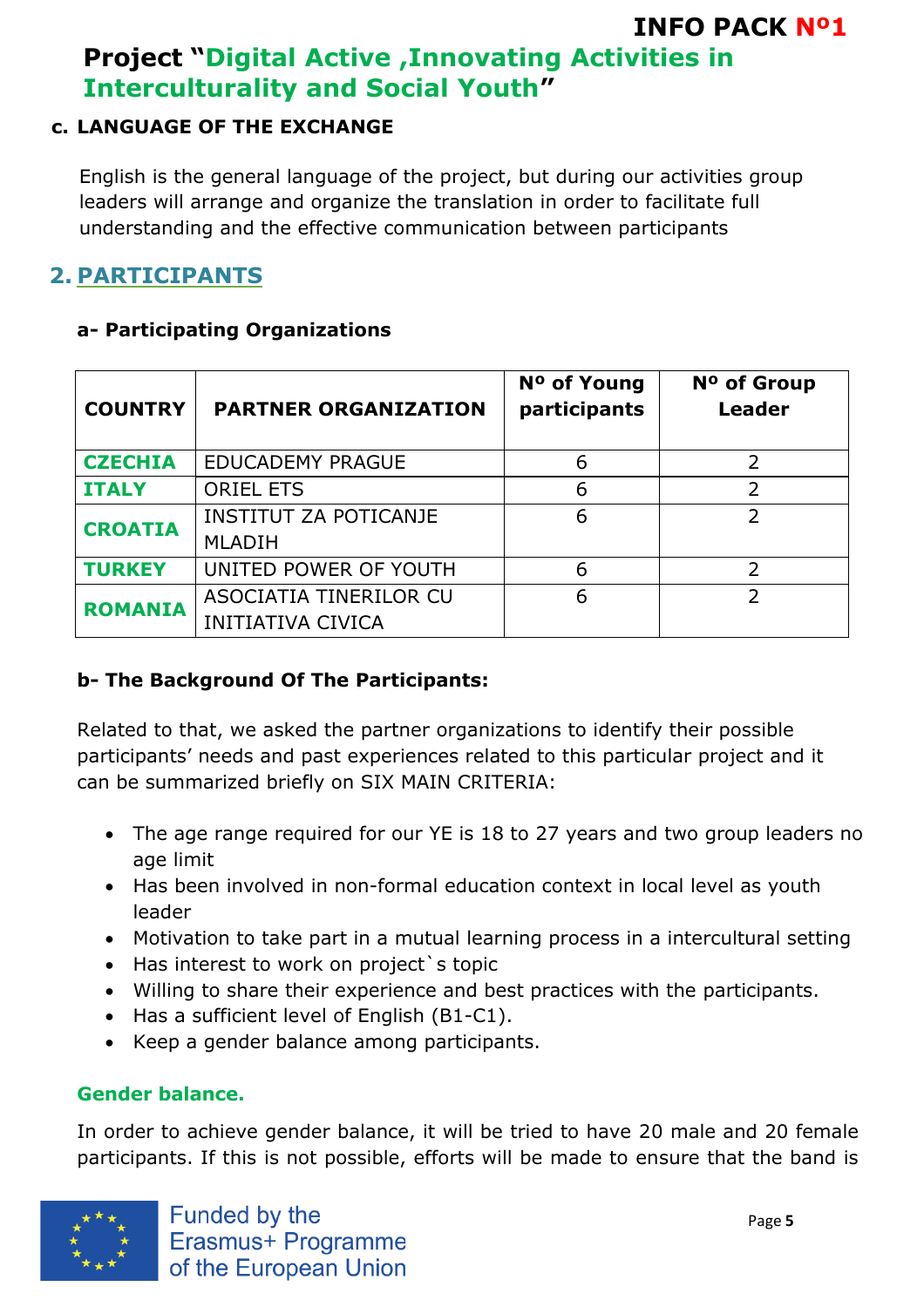### c. LANGUAGE OF THE EXCHANGE

English is the general language of the project, but during our activities group leaders will arrange and organize the translation in order to facilitate full understanding and the effective communication between participants

## 2. PARTICIPANTS

### a- Participating Organizations

| COUNTRY | PARTNER ORGANIZATION | Nº of Young participants | Nº of Group Leader |
|---|---|---|---|
| CZECHIA | EDUCADEMY PRAGUE | 6 | 2 |
| ITALY | ORIEL ETS | 6 | 2 |
| CROATIA | INSTITUT ZA POTICANJE MLADIH | 6 | 2 |
| TURKEY | UNITED POWER OF YOUTH | 6 | 2 |
| ROMANIA | ASOCIATIA TINERILOR CU INITIATIVA CIVICA | 6 | 2 |

### b- The Background Of The Participants:

Related to that, we asked the partner organizations to identify their possible participants' needs and past experiences related to this particular project and it can be summarized briefly on SIX MAIN CRITERIA:

- The age range required for our YE is 18 to 27 years and two group leaders no age limit
- Has been involved in non-formal education context in local level as youth leader
- Motivation to take part in a mutual learning process in a intercultural setting
- Has interest to work on project`s topic
- Willing to share their experience and best practices with the participants.
- Has a sufficient level of English (B1-C1).
- Keep a gender balance among participants.

**Gender balance.**

In order to achieve gender balance, it will be tried to have 20 male and 20 female participants. If this is not possible, efforts will be made to ensure that the band is

Funded by the Erasmus+ Programme of the European Union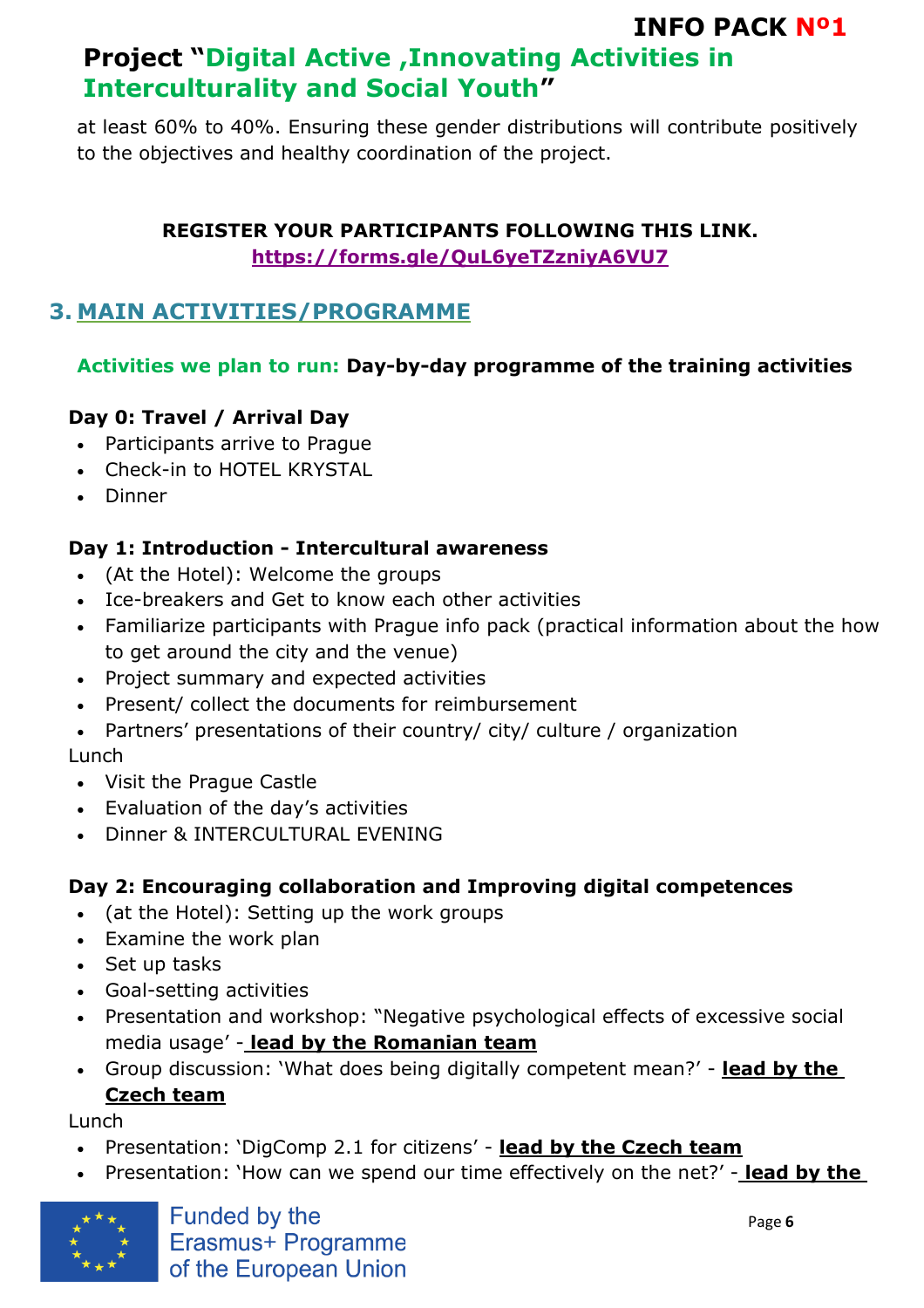at least 60% to 40%. Ensuring these gender distributions will contribute positively to the objectives and healthy coordination of the project.

**REGISTER YOUR PARTICIPANTS FOLLOWING THIS LINK.**
**https://forms.gle/QuL6yeTZzniyA6VU7**

## 3. MAIN ACTIVITIES/PROGRAMME

**Activities we plan to run: Day-by-day programme of the training activities**

**Day 0: Travel / Arrival Day**

- Participants arrive to Prague
- Check-in to HOTEL KRYSTAL
- Dinner

**Day 1: Introduction - Intercultural awareness**

- (At the Hotel): Welcome the groups
- Ice-breakers and Get to know each other activities
- Familiarize participants with Prague info pack (practical information about the how to get around the city and the venue)
- Project summary and expected activities
- Present/ collect the documents for reimbursement
- Partners' presentations of their country/ city/ culture / organization

Lunch

- Visit the Prague Castle
- Evaluation of the day's activities
- Dinner & INTERCULTURAL EVENING

**Day 2: Encouraging collaboration and Improving digital competences**

- (at the Hotel): Setting up the work groups
- Examine the work plan
- Set up tasks
- Goal-setting activities
- Presentation and workshop: "Negative psychological effects of excessive social media usage' - **lead by the Romanian team**
- Group discussion: 'What does being digitally competent mean?' - **lead by the Czech team**

Lunch

- Presentation: 'DigComp 2.1 for citizens' - **lead by the Czech team**
- Presentation: 'How can we spend our time effectively on the net?' - **lead by the**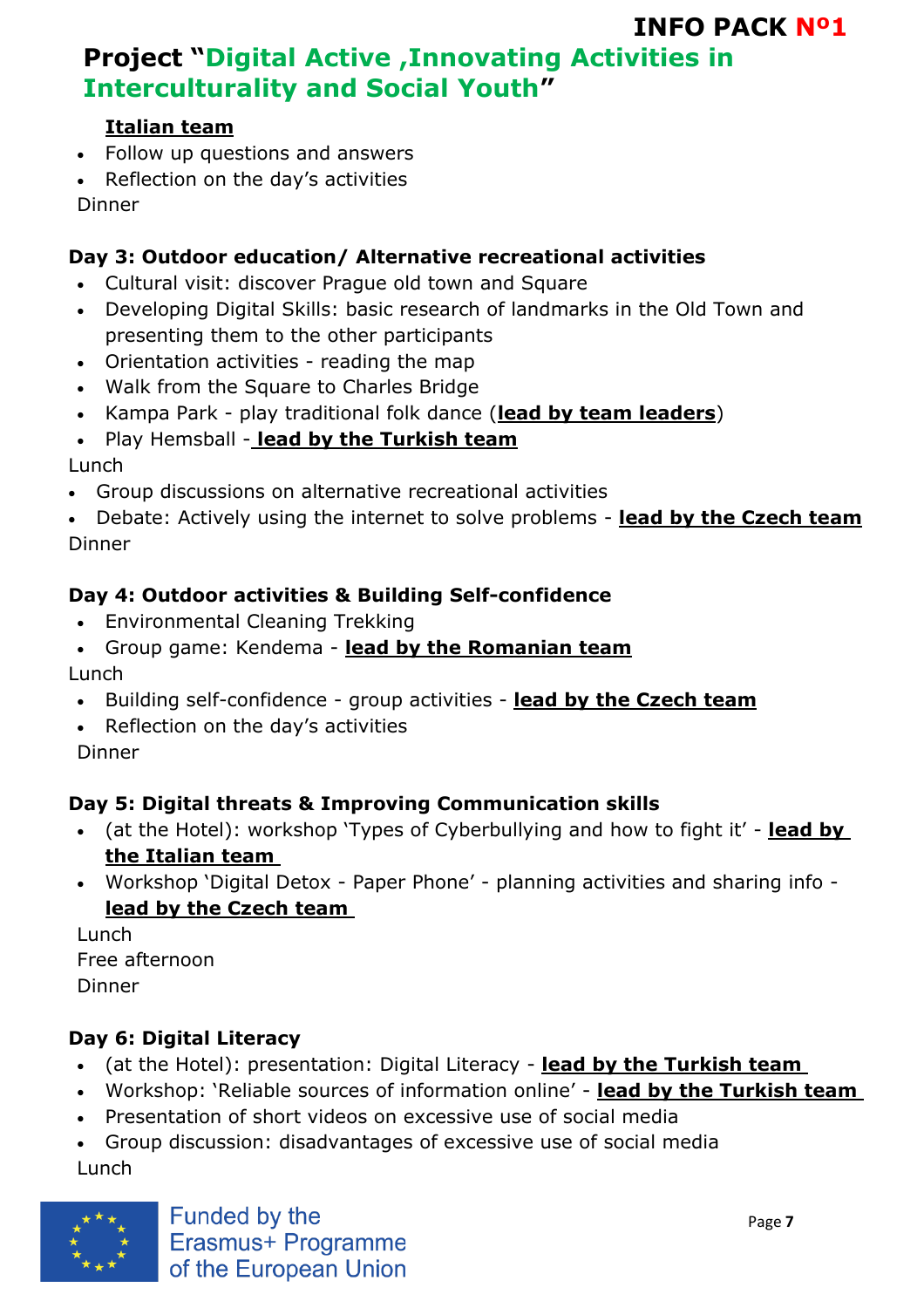**Italian team**

- Follow up questions and answers
- Reflection on the day's activities

Dinner

**Day 3: Outdoor education/ Alternative recreational activities**

- Cultural visit: discover Prague old town and Square
- Developing Digital Skills: basic research of landmarks in the Old Town and presenting them to the other participants
- Orientation activities - reading the map
- Walk from the Square to Charles Bridge
- Kampa Park - play traditional folk dance (**lead by team leaders**)
- Play Hemsball - **lead by the Turkish team**

Lunch

- Group discussions on alternative recreational activities
- Debate: Actively using the internet to solve problems - **lead by the Czech team**

Dinner

**Day 4: Outdoor activities & Building Self-confidence**

- Environmental Cleaning Trekking
- Group game: Kendema - **lead by the Romanian team**

Lunch

- Building self-confidence - group activities - **lead by the Czech team**
- Reflection on the day's activities

Dinner

**Day 5: Digital threats & Improving Communication skills**

- (at the Hotel): workshop 'Types of Cyberbullying and how to fight it' - **lead by the Italian team**
- Workshop 'Digital Detox - Paper Phone' - planning activities and sharing info - **lead by the Czech team**

Lunch

Free afternoon

Dinner

**Day 6: Digital Literacy**

- (at the Hotel): presentation: Digital Literacy - **lead by the Turkish team**
- Workshop: 'Reliable sources of information online' - **lead by the Turkish team**
- Presentation of short videos on excessive use of social media
- Group discussion: disadvantages of excessive use of social media

Lunch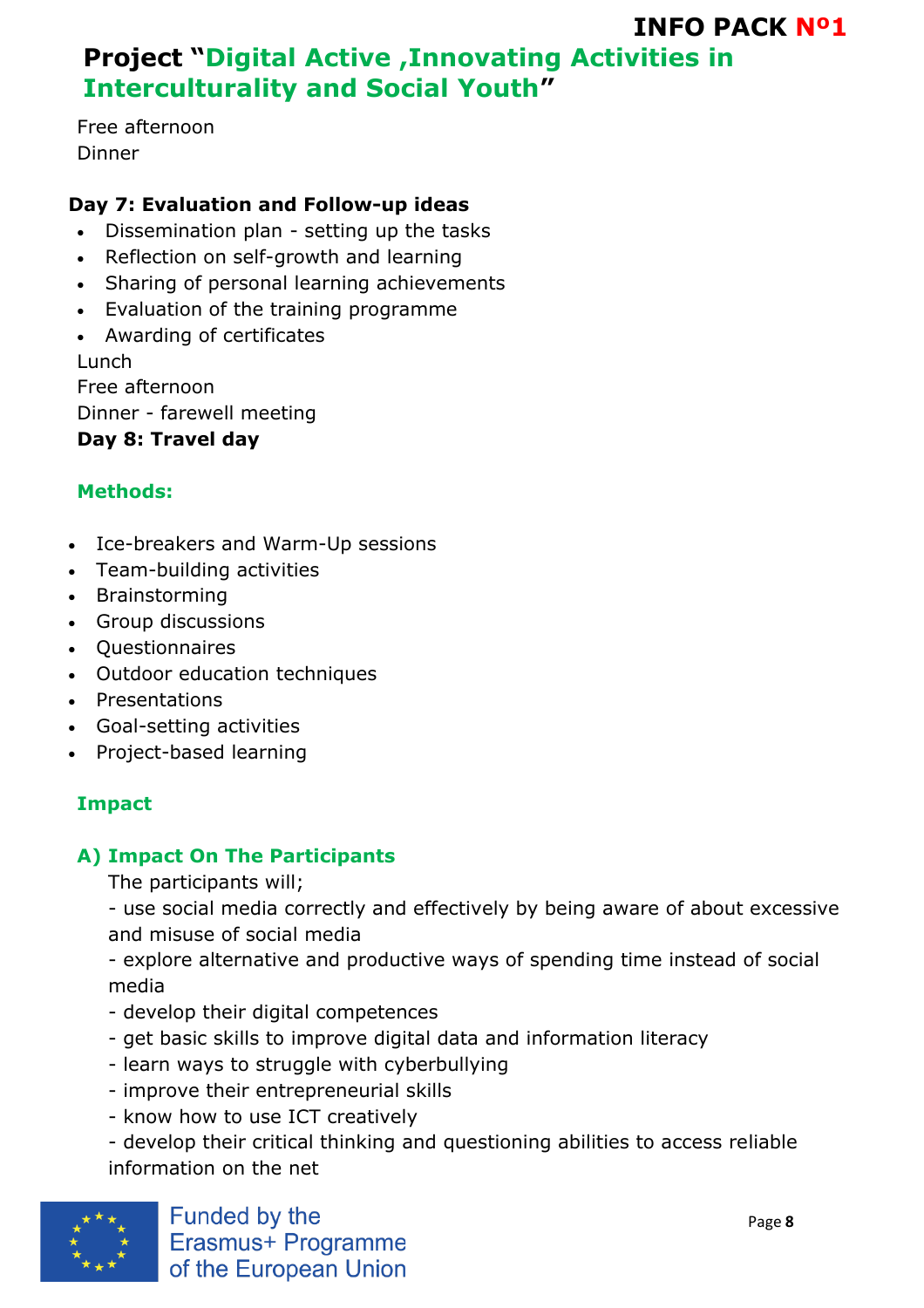Free afternoon
Dinner

**Day 7: Evaluation and Follow-up ideas**

- Dissemination plan - setting up the tasks
- Reflection on self-growth and learning
- Sharing of personal learning achievements
- Evaluation of the training programme
- Awarding of certificates

Lunch
Free afternoon
Dinner - farewell meeting

**Day 8: Travel day**

## Methods:

- Ice-breakers and Warm-Up sessions
- Team-building activities
- Brainstorming
- Group discussions
- Questionnaires
- Outdoor education techniques
- Presentations
- Goal-setting activities
- Project-based learning

## Impact

### A) Impact On The Participants

The participants will;

- use social media correctly and effectively by being aware of about excessive and misuse of social media
- explore alternative and productive ways of spending time instead of social media
- develop their digital competences
- get basic skills to improve digital data and information literacy
- learn ways to struggle with cyberbullying
- improve their entrepreneurial skills
- know how to use ICT creatively
- develop their critical thinking and questioning abilities to access reliable information on the net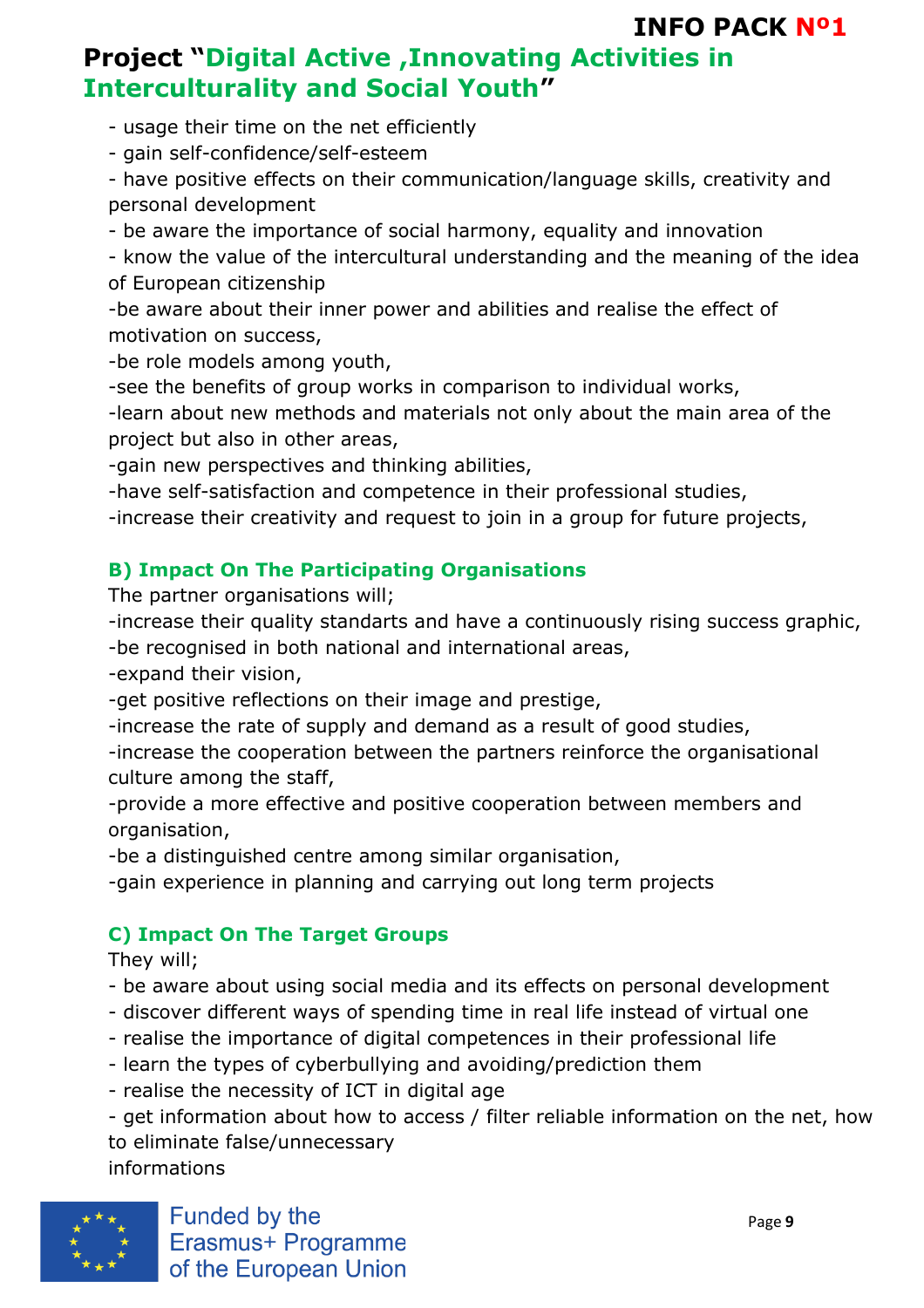- usage their time on the net efficiently
- gain self-confidence/self-esteem
- have positive effects on their communication/language skills, creativity and personal development
- be aware the importance of social harmony, equality and innovation
- know the value of the intercultural understanding and the meaning of the idea of European citizenship
-be aware about their inner power and abilities and realise the effect of motivation on success,
-be role models among youth,
-see the benefits of group works in comparison to individual works,
-learn about new methods and materials not only about the main area of the project but also in other areas,
-gain new perspectives and thinking abilities,
-have self-satisfaction and competence in their professional studies,
-increase their creativity and request to join in a group for future projects,

### B) Impact On The Participating Organisations

The partner organisations will;

-increase their quality standarts and have a continuously rising success graphic,
-be recognised in both national and international areas,
-expand their vision,
-get positive reflections on their image and prestige,
-increase the rate of supply and demand as a result of good studies,
-increase the cooperation between the partners reinforce the organisational culture among the staff,
-provide a more effective and positive cooperation between members and organisation,
-be a distinguished centre among similar organisation,
-gain experience in planning and carrying out long term projects

### C) Impact On The Target Groups

They will;

- be aware about using social media and its effects on personal development
- discover different ways of spending time in real life instead of virtual one
- realise the importance of digital competences in their professional life
- learn the types of cyberbullying and avoiding/prediction them
- realise the necessity of ICT in digital age
- get information about how to access / filter reliable information on the net, how to eliminate false/unnecessary informations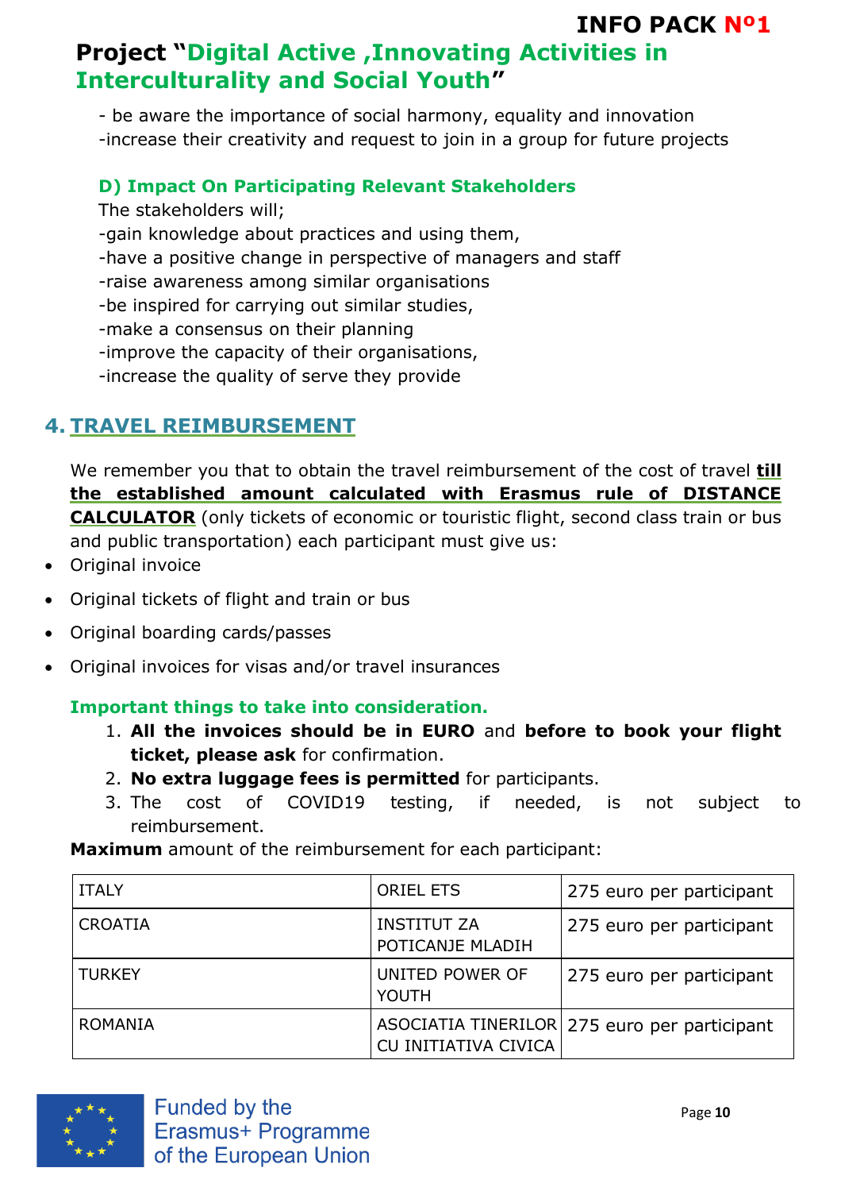- be aware the importance of social harmony, equality and innovation
-increase their creativity and request to join in a group for future projects

### D) Impact On Participating Relevant Stakeholders

The stakeholders will;
-gain knowledge about practices and using them,
-have a positive change in perspective of managers and staff
-raise awareness among similar organisations
-be inspired for carrying out similar studies,
-make a consensus on their planning
-improve the capacity of their organisations,
-increase the quality of serve they provide

## 4. TRAVEL REIMBURSEMENT

We remember you that to obtain the travel reimbursement of the cost of travel **till the established amount calculated with Erasmus rule of DISTANCE CALCULATOR** (only tickets of economic or touristic flight, second class train or bus and public transportation) each participant must give us:

- Original invoice
- Original tickets of flight and train or bus
- Original boarding cards/passes
- Original invoices for visas and/or travel insurances

### Important things to take into consideration.

1. **All the invoices should be in EURO** and **before to book your flight ticket, please ask** for confirmation.
2. **No extra luggage fees is permitted** for participants.
3. The cost of COVID19 testing, if needed, is not subject to reimbursement.

**Maximum** amount of the reimbursement for each participant:

| | | |
|---|---|---|
| ITALY | ORIEL ETS | 275 euro per participant |
| CROATIA | INSTITUT ZA POTICANJE MLADIH | 275 euro per participant |
| TURKEY | UNITED POWER OF YOUTH | 275 euro per participant |
| ROMANIA | ASOCIATIA TINERILOR CU INITIATIVA CIVICA | 275 euro per participant |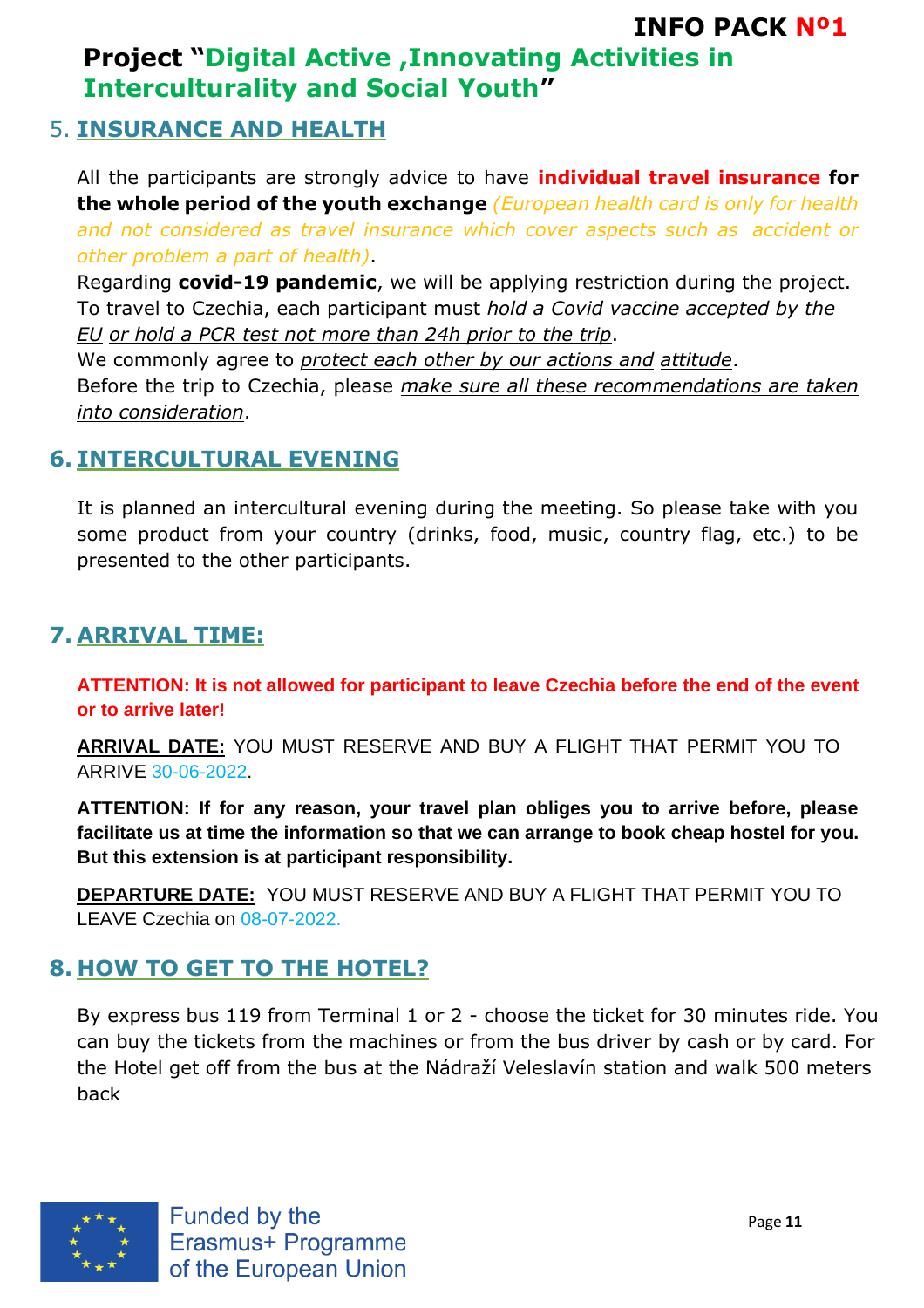## 5. INSURANCE AND HEALTH

All the participants are strongly advice to have **individual travel insurance for the whole period of the youth exchange** *(European health card is only for health and not considered as travel insurance which cover aspects such as accident or other problem a part of health)*.

Regarding **covid-19 pandemic**, we will be applying restriction during the project. To travel to Czechia, each participant must *hold a Covid vaccine accepted by the EU or hold a PCR test not more than 24h prior to the trip*.

We commonly agree to *protect each other by our actions and attitude*.

Before the trip to Czechia, please *make sure all these recommendations are taken into consideration*.

## 6. INTERCULTURAL EVENING

It is planned an intercultural evening during the meeting. So please take with you some product from your country (drinks, food, music, country flag, etc.) to be presented to the other participants.

## 7. ARRIVAL TIME:

**ATTENTION: It is not allowed for participant to leave Czechia before the end of the event or to arrive later!**

**ARRIVAL DATE:** YOU MUST RESERVE AND BUY A FLIGHT THAT PERMIT YOU TO ARRIVE 30-06-2022.

**ATTENTION: If for any reason, your travel plan obliges you to arrive before, please facilitate us at time the information so that we can arrange to book cheap hostel for you. But this extension is at participant responsibility.**

**DEPARTURE DATE:** YOU MUST RESERVE AND BUY A FLIGHT THAT PERMIT YOU TO LEAVE Czechia on 08-07-2022.

## 8. HOW TO GET TO THE HOTEL?

By express bus 119 from Terminal 1 or 2 - choose the ticket for 30 minutes ride. You can buy the tickets from the machines or from the bus driver by cash or by card. For the Hotel get off from the bus at the Nádraží Veleslavín station and walk 500 meters back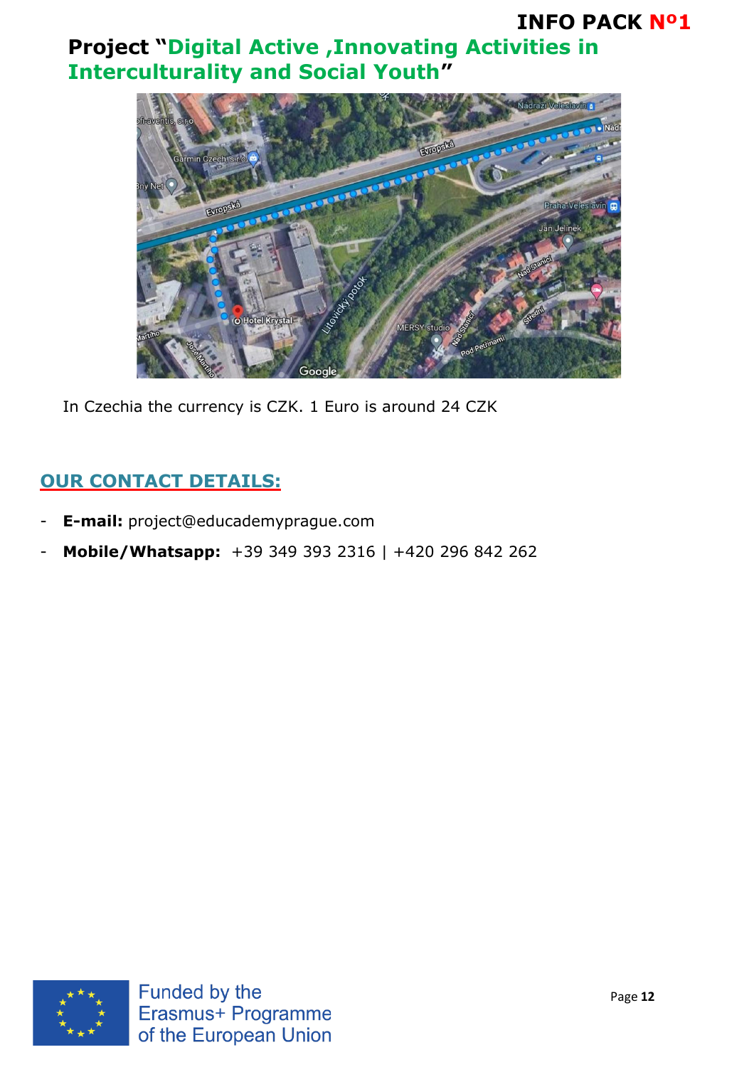In Czechia the currency is CZK. 1 Euro is around 24 CZK

## OUR CONTACT DETAILS:

- **E-mail:** project@educademyprague.com
- **Mobile/Whatsapp:** +39 349 393 2316 | +420 296 842 262